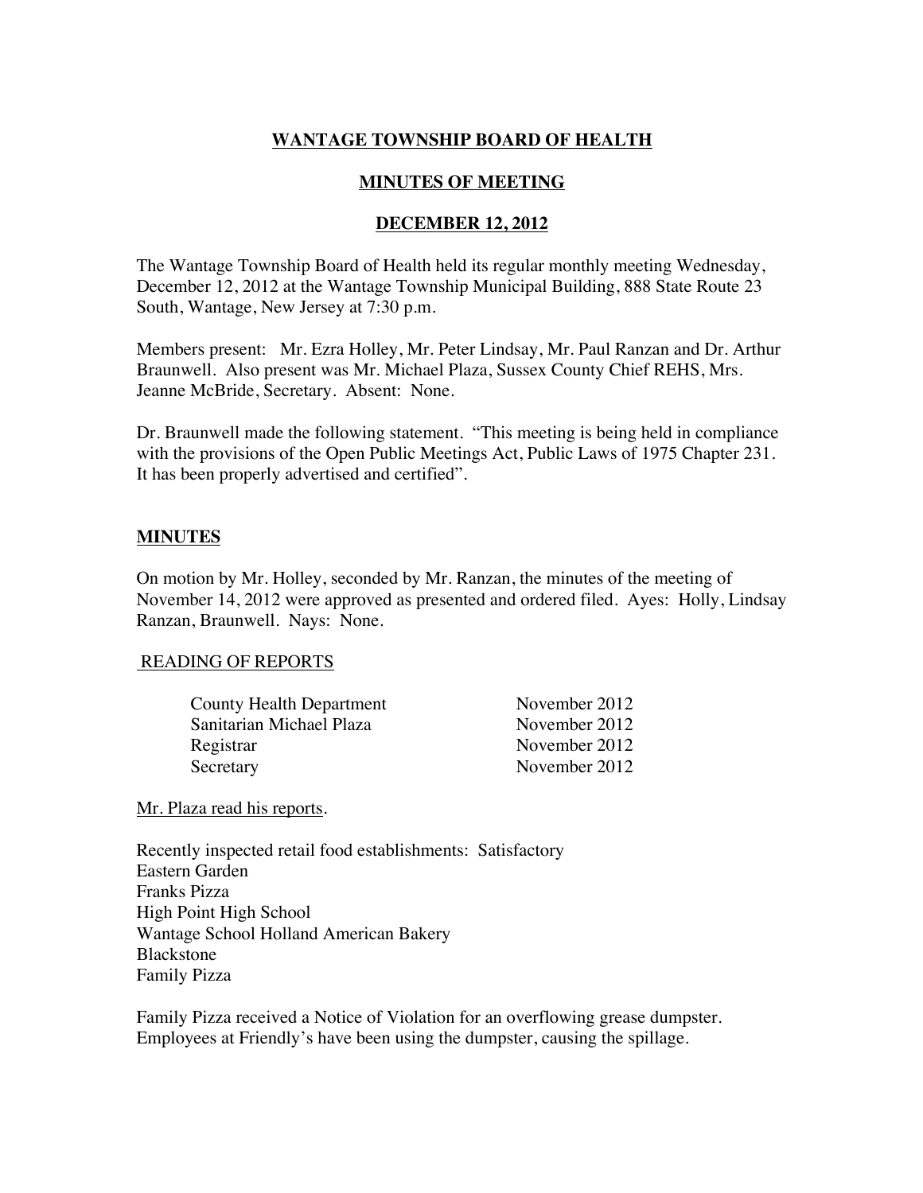# WANTAGE TOWNSHIP BOARD OF HEALTH

## MINUTES OF MEETING

## DECEMBER 12, 2012

The Wantage Township Board of Health held its regular monthly meeting Wednesday, December 12, 2012 at the Wantage Township Municipal Building, 888 State Route 23 South, Wantage, New Jersey at 7:30 p.m.

Members present: Mr. Ezra Holley, Mr. Peter Lindsay, Mr. Paul Ranzan and Dr. Arthur Braunwell. Also present was Mr. Michael Plaza, Sussex County Chief REHS, Mrs. Jeanne McBride, Secretary. Absent: None.

Dr. Braunwell made the following statement. "This meeting is being held in compliance with the provisions of the Open Public Meetings Act, Public Laws of 1975 Chapter 231. It has been properly advertised and certified".

### MINUTES

On motion by Mr. Holley, seconded by Mr. Ranzan, the minutes of the meeting of November 14, 2012 were approved as presented and ordered filed. Ayes: Holly, Lindsay Ranzan, Braunwell. Nays: None.

READING OF REPORTS

| | |
|---|---|
| County Health Department | November 2012 |
| Sanitarian Michael Plaza | November 2012 |
| Registrar | November 2012 |
| Secretary | November 2012 |

Mr. Plaza read his reports.

Recently inspected retail food establishments: Satisfactory
Eastern Garden
Franks Pizza
High Point High School
Wantage School Holland American Bakery
Blackstone
Family Pizza

Family Pizza received a Notice of Violation for an overflowing grease dumpster. Employees at Friendly's have been using the dumpster, causing the spillage.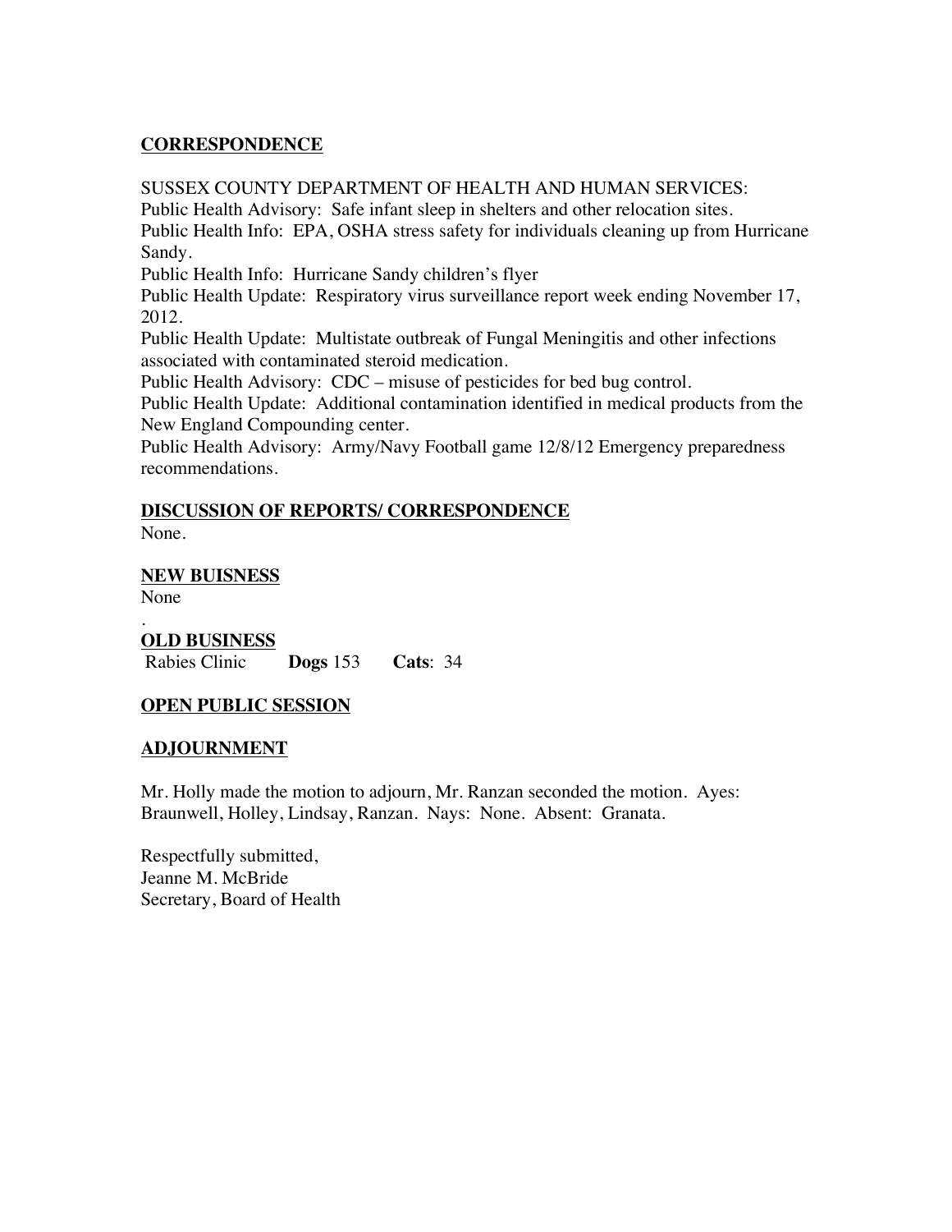**CORRESPONDENCE**

SUSSEX COUNTY DEPARTMENT OF HEALTH AND HUMAN SERVICES:
Public Health Advisory: Safe infant sleep in shelters and other relocation sites.
Public Health Info: EPA, OSHA stress safety for individuals cleaning up from Hurricane Sandy.
Public Health Info: Hurricane Sandy children's flyer
Public Health Update: Respiratory virus surveillance report week ending November 17, 2012.
Public Health Update: Multistate outbreak of Fungal Meningitis and other infections associated with contaminated steroid medication.
Public Health Advisory: CDC – misuse of pesticides for bed bug control.
Public Health Update: Additional contamination identified in medical products from the New England Compounding center.
Public Health Advisory: Army/Navy Football game 12/8/12 Emergency preparedness recommendations.

**DISCUSSION OF REPORTS/ CORRESPONDENCE**
None.

**NEW BUISNESS**
None
.
**OLD BUSINESS**
Rabies Clinic **Dogs** 153 **Cats**: 34

**OPEN PUBLIC SESSION**

**ADJOURNMENT**

Mr. Holly made the motion to adjourn, Mr. Ranzan seconded the motion. Ayes: Braunwell, Holley, Lindsay, Ranzan. Nays: None. Absent: Granata.

Respectfully submitted,
Jeanne M. McBride
Secretary, Board of Health